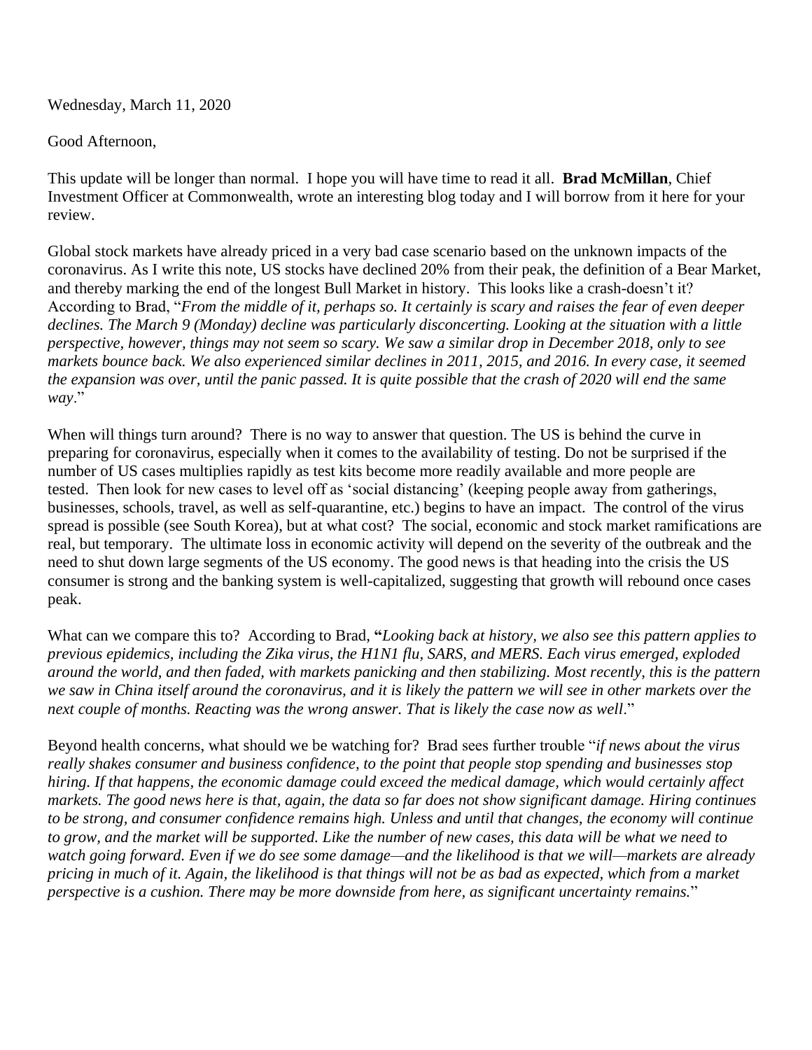Wednesday, March 11, 2020

Good Afternoon,

This update will be longer than normal. I hope you will have time to read it all. **Brad McMillan**, Chief Investment Officer at Commonwealth, wrote an interesting blog today and I will borrow from it here for your review.

Global stock markets have already priced in a very bad case scenario based on the unknown impacts of the coronavirus. As I write this note, US stocks have declined 20% from their peak, the definition of a Bear Market, and thereby marking the end of the longest Bull Market in history. This looks like a crash-doesn't it? According to Brad, "*From the middle of it, perhaps so. It certainly is scary and raises the fear of even deeper declines. The March 9 (Monday) decline was particularly disconcerting. Looking at the situation with a little perspective, however, things may not seem so scary. We saw a similar drop in December 2018, only to see markets bounce back. We also experienced similar declines in 2011, 2015, and 2016. In every case, it seemed the expansion was over, until the panic passed. It is quite possible that the crash of 2020 will end the same way*."

When will things turn around? There is no way to answer that question. The US is behind the curve in preparing for coronavirus, especially when it comes to the availability of testing. Do not be surprised if the number of US cases multiplies rapidly as test kits become more readily available and more people are tested. Then look for new cases to level off as 'social distancing' (keeping people away from gatherings, businesses, schools, travel, as well as self-quarantine, etc.) begins to have an impact. The control of the virus spread is possible (see South Korea), but at what cost? The social, economic and stock market ramifications are real, but temporary. The ultimate loss in economic activity will depend on the severity of the outbreak and the need to shut down large segments of the US economy. The good news is that heading into the crisis the US consumer is strong and the banking system is well-capitalized, suggesting that growth will rebound once cases peak.

What can we compare this to? According to Brad, **"***Looking back at history, we also see this pattern applies to previous epidemics, including the Zika virus, the H1N1 flu, SARS, and MERS. Each virus emerged, exploded around the world, and then faded, with markets panicking and then stabilizing. Most recently, this is the pattern we saw in China itself around the coronavirus, and it is likely the pattern we will see in other markets over the next couple of months. Reacting was the wrong answer. That is likely the case now as well*."

Beyond health concerns, what should we be watching for? Brad sees further trouble "*if news about the virus really shakes consumer and business confidence, to the point that people stop spending and businesses stop hiring. If that happens, the economic damage could exceed the medical damage, which would certainly affect markets. The good news here is that, again, the data so far does not show significant damage. Hiring continues to be strong, and consumer confidence remains high. Unless and until that changes, the economy will continue to grow, and the market will be supported. Like the number of new cases, this data will be what we need to watch going forward. Even if we do see some damage—and the likelihood is that we will—markets are already pricing in much of it. Again, the likelihood is that things will not be as bad as expected, which from a market perspective is a cushion. There may be more downside from here, as significant uncertainty remains.*"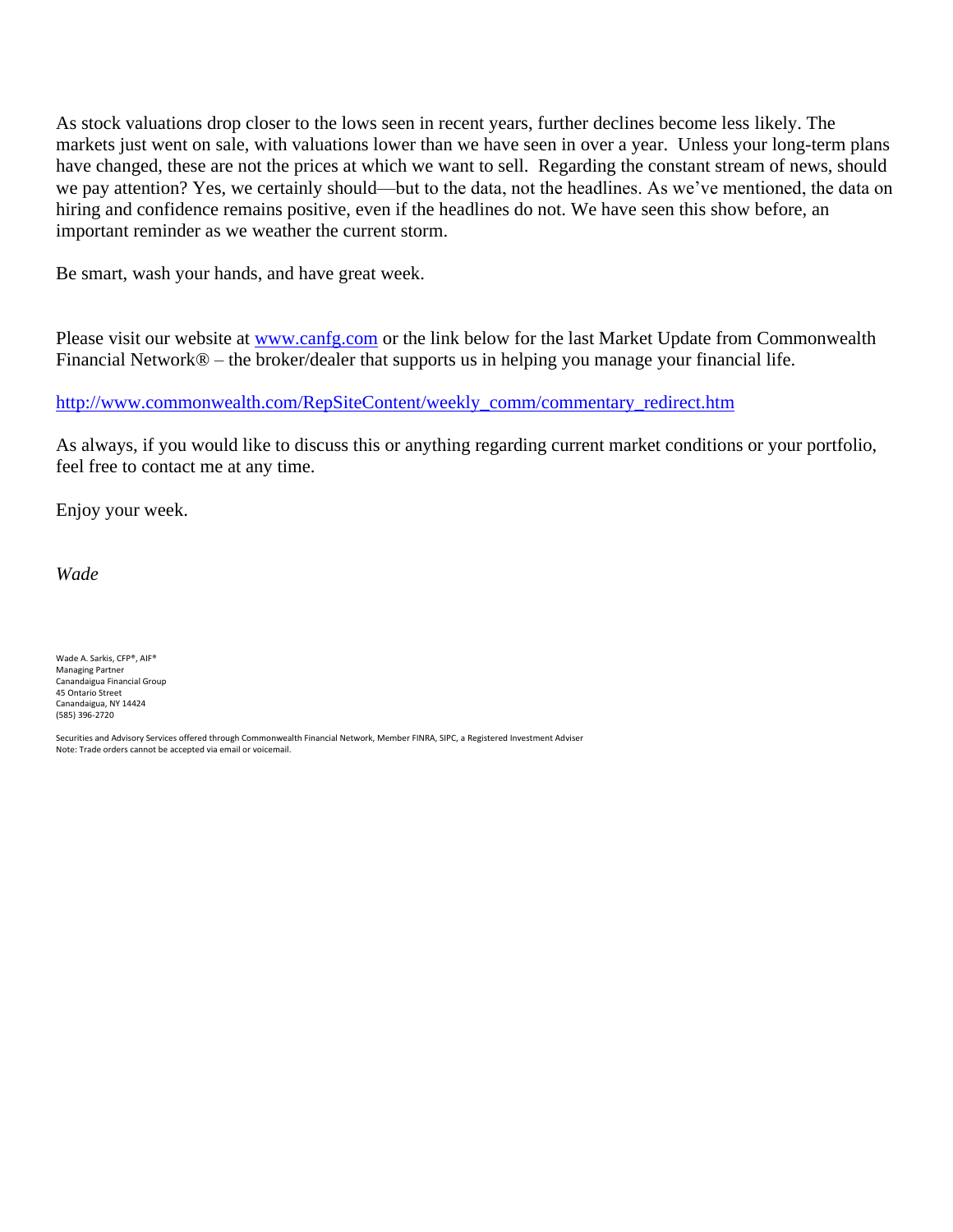As stock valuations drop closer to the lows seen in recent years, further declines become less likely. The markets just went on sale, with valuations lower than we have seen in over a year. Unless your long-term plans have changed, these are not the prices at which we want to sell. Regarding the constant stream of news, should we pay attention? Yes, we certainly should—but to the data, not the headlines. As we've mentioned, the data on hiring and confidence remains positive, even if the headlines do not. We have seen this show before, an important reminder as we weather the current storm.

Be smart, wash your hands, and have great week.

Please visit our website at [www.canfg.com](http://www.canfg.com) or the link below for the last Market Update from Commonwealth Financial Network® – the broker/dealer that supports us in helping you manage your financial life.

[http://www.commonwealth.com/RepSiteContent/weekly_comm/commentary_redirect.htm](http://www.commonwealth.com/RepSiteContent/weekly_comm/commentary_redirect.htm)

As always, if you would like to discuss this or anything regarding current market conditions or your portfolio, feel free to contact me at any time.

Enjoy your week.

*Wade*

Wade A. Sarkis, CFP®, AIF®
Managing Partner
Canandaigua Financial Group
45 Ontario Street
Canandaigua, NY 14424
(585) 396-2720

Securities and Advisory Services offered through Commonwealth Financial Network, Member FINRA, SIPC, a Registered Investment Adviser
Note: Trade orders cannot be accepted via email or voicemail.